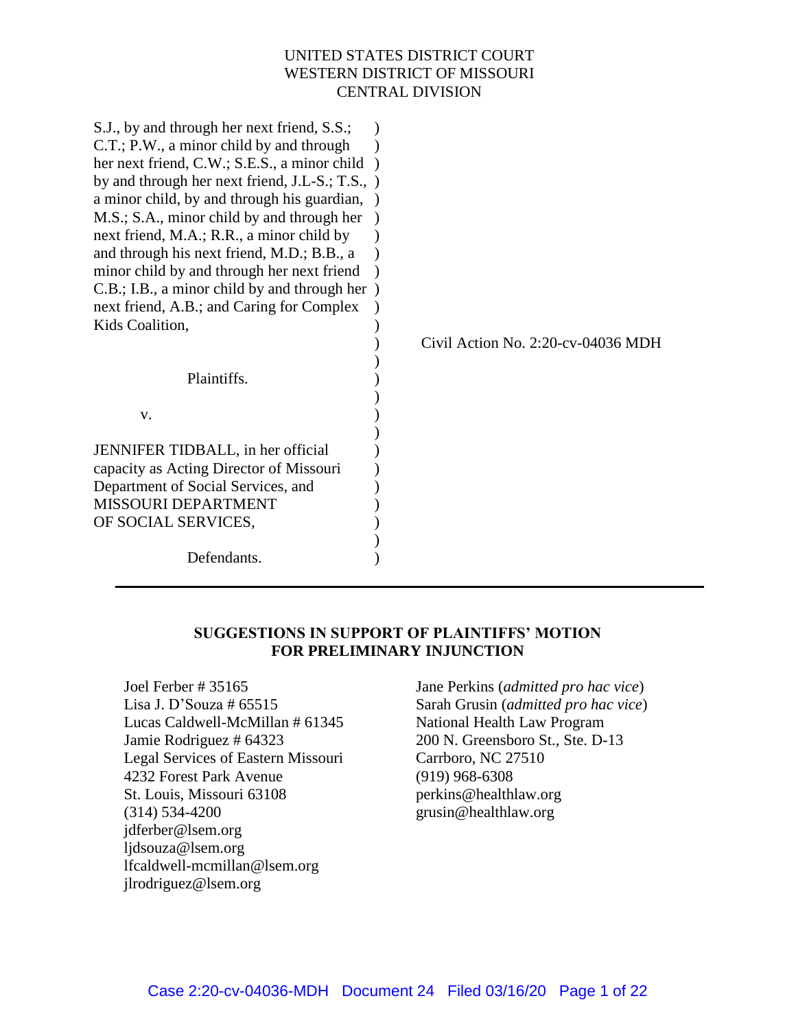UNITED STATES DISTRICT COURT
WESTERN DISTRICT OF MISSOURI
CENTRAL DIVISION

S.J., by and through her next friend, S.S.; C.T.; P.W., a minor child by and through her next friend, C.W.; S.E.S., a minor child by and through her next friend, J.L-S.; T.S., a minor child, by and through his guardian, M.S.; S.A., minor child by and through her next friend, M.A.; R.R., a minor child by and through his next friend, M.D.; B.B., a minor child by and through her next friend C.B.; I.B., a minor child by and through her next friend, A.B.; and Caring for Complex Kids Coalition,

Plaintiffs.

v.

JENNIFER TIDBALL, in her official capacity as Acting Director of Missouri Department of Social Services, and MISSOURI DEPARTMENT OF SOCIAL SERVICES,

Defendants.

Civil Action No. 2:20-cv-04036 MDH

---

**SUGGESTIONS IN SUPPORT OF PLAINTIFFS' MOTION FOR PRELIMINARY INJUNCTION**

Joel Ferber # 35165
Lisa J. D'Souza # 65515
Lucas Caldwell-McMillan # 61345
Jamie Rodriguez # 64323
Legal Services of Eastern Missouri
4232 Forest Park Avenue
St. Louis, Missouri 63108
(314) 534-4200
jdferber@lsem.org
ljdsouza@lsem.org
lfcaldwell-mcmillan@lsem.org
jlrodriguez@lsem.org

Jane Perkins (*admitted pro hac vice*)
Sarah Grusin (*admitted pro hac vice*)
National Health Law Program
200 N. Greensboro St., Ste. D-13
Carrboro, NC 27510
(919) 968-6308
perkins@healthlaw.org
grusin@healthlaw.org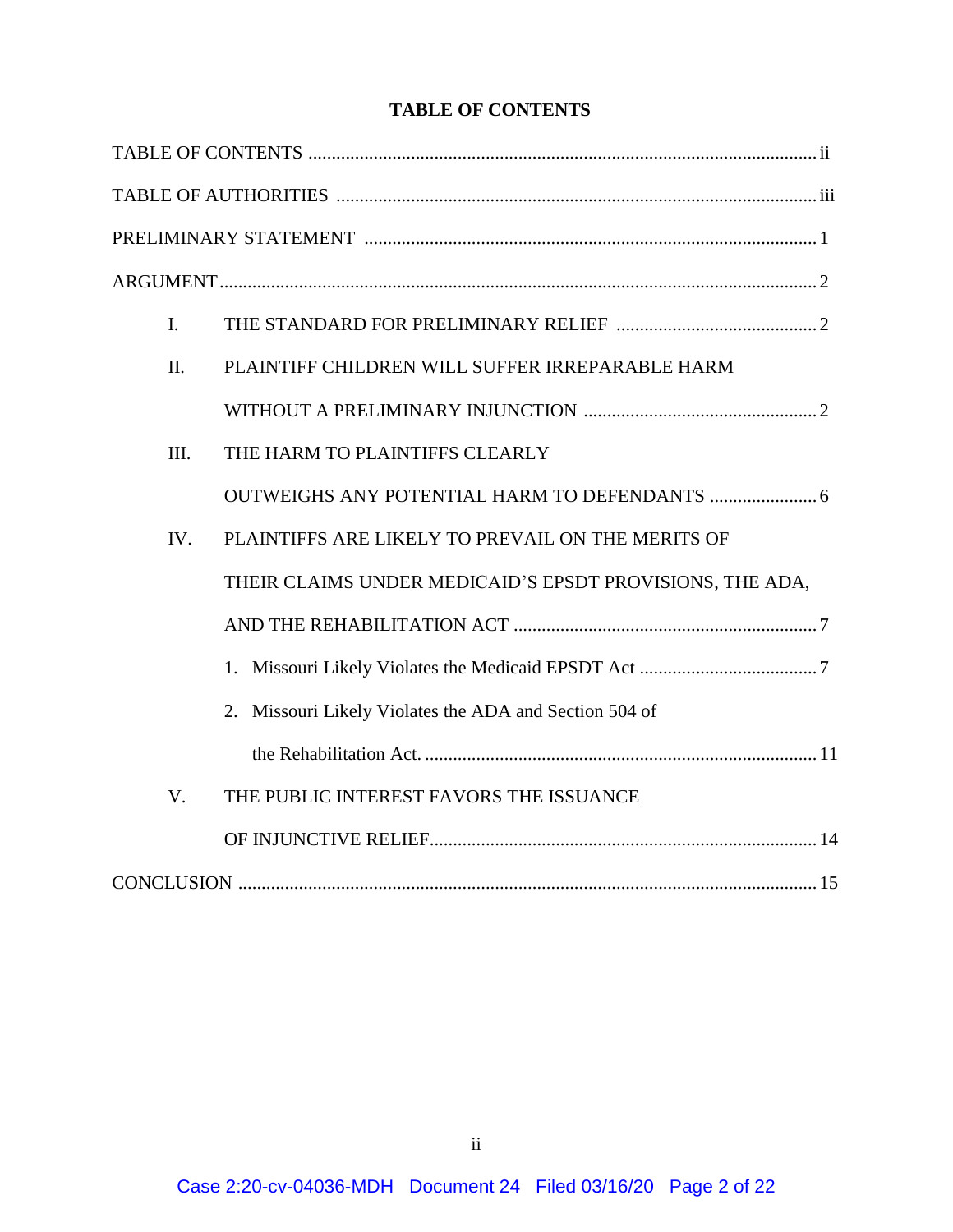## TABLE OF CONTENTS

TABLE OF CONTENTS ............................................................................................................. ii

TABLE OF AUTHORITIES ....................................................................................................... iii

PRELIMINARY STATEMENT ................................................................................................. 1

ARGUMENT ................................................................................................................................ 2

I. THE STANDARD FOR PRELIMINARY RELIEF ............................................ 2

II. PLAINTIFF CHILDREN WILL SUFFER IRREPARABLE HARM WITHOUT A PRELIMINARY INJUNCTION .................................................. 2

III. THE HARM TO PLAINTIFFS CLEARLY OUTWEIGHS ANY POTENTIAL HARM TO DEFENDANTS ....................... 6

IV. PLAINTIFFS ARE LIKELY TO PREVAIL ON THE MERITS OF THEIR CLAIMS UNDER MEDICAID'S EPSDT PROVISIONS, THE ADA, AND THE REHABILITATION ACT ................................................................. 7

1. Missouri Likely Violates the Medicaid EPSDT Act ...................................... 7

2. Missouri Likely Violates the ADA and Section 504 of the Rehabilitation Act. ..................................................................................... 11

V. THE PUBLIC INTEREST FAVORS THE ISSUANCE OF INJUNCTIVE RELIEF.................................................................................. 14

CONCLUSION ........................................................................................................................... 15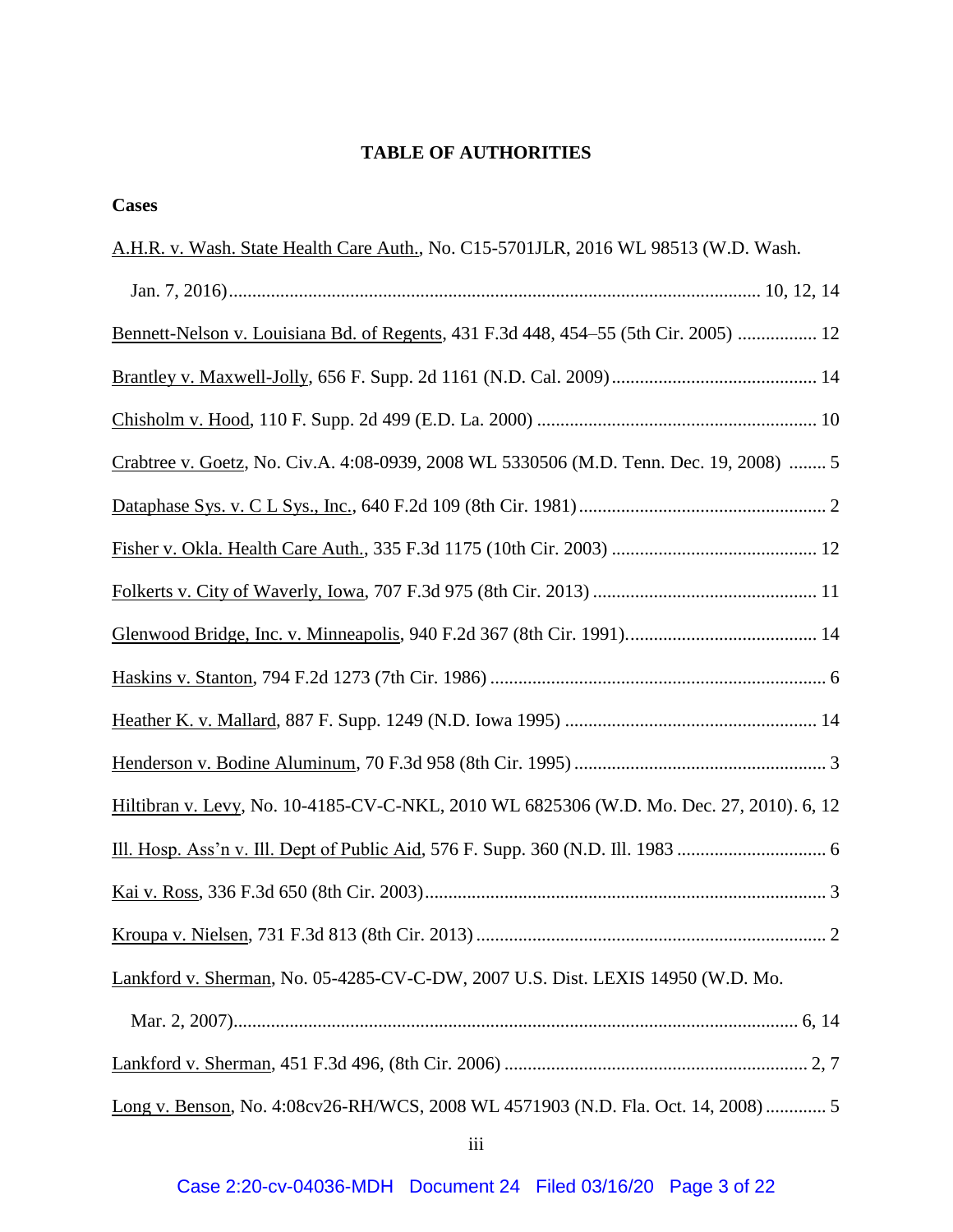# TABLE OF AUTHORITIES

## Cases

A.H.R. v. Wash. State Health Care Auth., No. C15-5701JLR, 2016 WL 98513 (W.D. Wash. Jan. 7, 2016) ........ 10, 12, 14

Bennett-Nelson v. Louisiana Bd. of Regents, 431 F.3d 448, 454–55 (5th Cir. 2005) ........ 12

Brantley v. Maxwell-Jolly, 656 F. Supp. 2d 1161 (N.D. Cal. 2009) ........ 14

Chisholm v. Hood, 110 F. Supp. 2d 499 (E.D. La. 2000) ........ 10

Crabtree v. Goetz, No. Civ.A. 4:08-0939, 2008 WL 5330506 (M.D. Tenn. Dec. 19, 2008) ........ 5

Dataphase Sys. v. C L Sys., Inc., 640 F.2d 109 (8th Cir. 1981) ........ 2

Fisher v. Okla. Health Care Auth., 335 F.3d 1175 (10th Cir. 2003) ........ 12

Folkerts v. City of Waverly, Iowa, 707 F.3d 975 (8th Cir. 2013) ........ 11

Glenwood Bridge, Inc. v. Minneapolis, 940 F.2d 367 (8th Cir. 1991) ........ 14

Haskins v. Stanton, 794 F.2d 1273 (7th Cir. 1986) ........ 6

Heather K. v. Mallard, 887 F. Supp. 1249 (N.D. Iowa 1995) ........ 14

Henderson v. Bodine Aluminum, 70 F.3d 958 (8th Cir. 1995) ........ 3

Hiltibran v. Levy, No. 10-4185-CV-C-NKL, 2010 WL 6825306 (W.D. Mo. Dec. 27, 2010). 6, 12

Ill. Hosp. Ass'n v. Ill. Dept of Public Aid, 576 F. Supp. 360 (N.D. Ill. 1983 ........ 6

Kai v. Ross, 336 F.3d 650 (8th Cir. 2003) ........ 3

Kroupa v. Nielsen, 731 F.3d 813 (8th Cir. 2013) ........ 2

Lankford v. Sherman, No. 05-4285-CV-C-DW, 2007 U.S. Dist. LEXIS 14950 (W.D. Mo. Mar. 2, 2007) ........ 6, 14

Lankford v. Sherman, 451 F.3d 496, (8th Cir. 2006) ........ 2, 7

Long v. Benson, No. 4:08cv26-RH/WCS, 2008 WL 4571903 (N.D. Fla. Oct. 14, 2008) ........ 5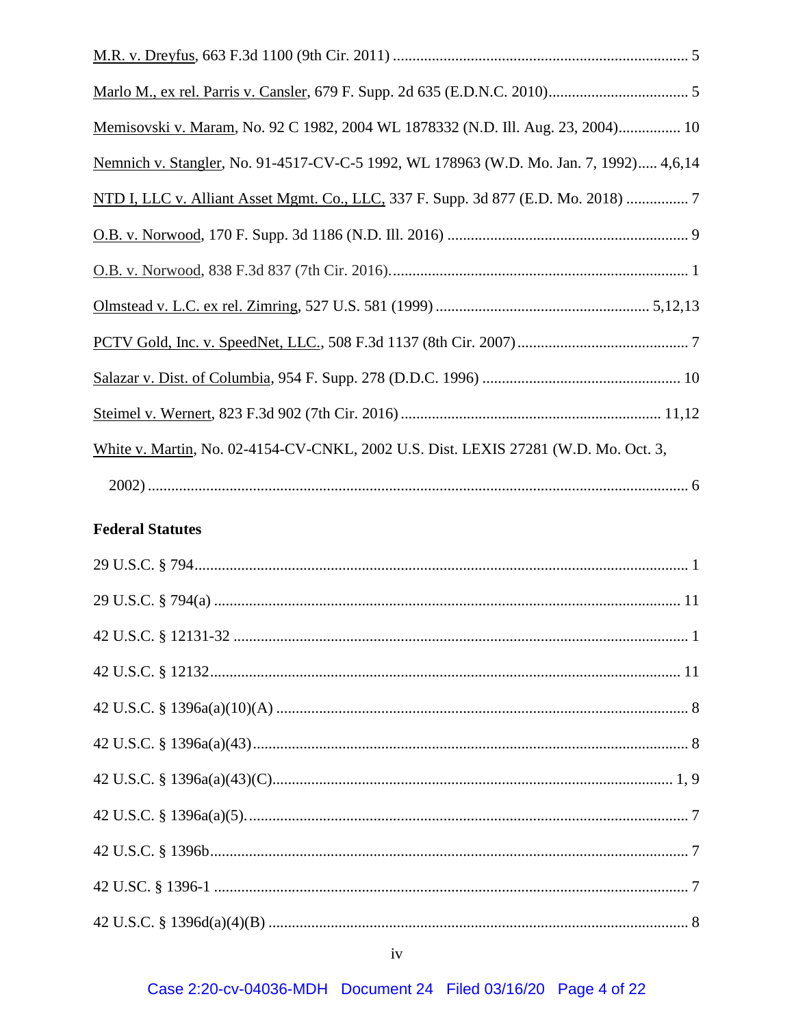M.R. v. Dreyfus, 663 F.3d 1100 (9th Cir. 2011) ........................................................................... 5

Marlo M., ex rel. Parris v. Cansler, 679 F. Supp. 2d 635 (E.D.N.C. 2010).................................... 5

Memisovski v. Maram, No. 92 C 1982, 2004 WL 1878332 (N.D. Ill. Aug. 23, 2004)................ 10

Nemnich v. Stangler, No. 91-4517-CV-C-5 1992, WL 178963 (W.D. Mo. Jan. 7, 1992)..... 4,6,14

NTD I, LLC v. Alliant Asset Mgmt. Co., LLC, 337 F. Supp. 3d 877 (E.D. Mo. 2018) ................ 7

O.B. v. Norwood, 170 F. Supp. 3d 1186 (N.D. Ill. 2016) .............................................................. 9

O.B. v. Norwood, 838 F.3d 837 (7th Cir. 2016)............................................................................. 1

Olmstead v. L.C. ex rel. Zimring, 527 U.S. 581 (1999) ...................................................... 5,12,13

PCTV Gold, Inc. v. SpeedNet, LLC., 508 F.3d 1137 (8th Cir. 2007)............................................ 7

Salazar v. Dist. of Columbia, 954 F. Supp. 278 (D.D.C. 1996) ................................................... 10

Steimel v. Wernert, 823 F.3d 902 (7th Cir. 2016) .................................................................. 11,12

White v. Martin, No. 02-4154-CV-CNKL, 2002 U.S. Dist. LEXIS 27281 (W.D. Mo. Oct. 3, 2002) .......................................................................................................................................... 6

**Federal Statutes**

29 U.S.C. § 794.............................................................................................................................. 1

29 U.S.C. § 794(a) ....................................................................................................................... 11

42 U.S.C. § 12131-32 ..................................................................................................................... 1

42 U.S.C. § 12132........................................................................................................................ 11

42 U.S.C. § 1396a(a)(10)(A) ......................................................................................................... 8

42 U.S.C. § 1396a(a)(43)................................................................................................................ 8

42 U.S.C. § 1396a(a)(43)(C)...................................................................................................... 1, 9

42 U.S.C. § 1396a(a)(5).................................................................................................................. 7

42 U.S.C. § 1396b.......................................................................................................................... 7

42 U.SC. § 1396-1 .......................................................................................................................... 7

42 U.S.C. § 1396d(a)(4)(B) ............................................................................................................ 8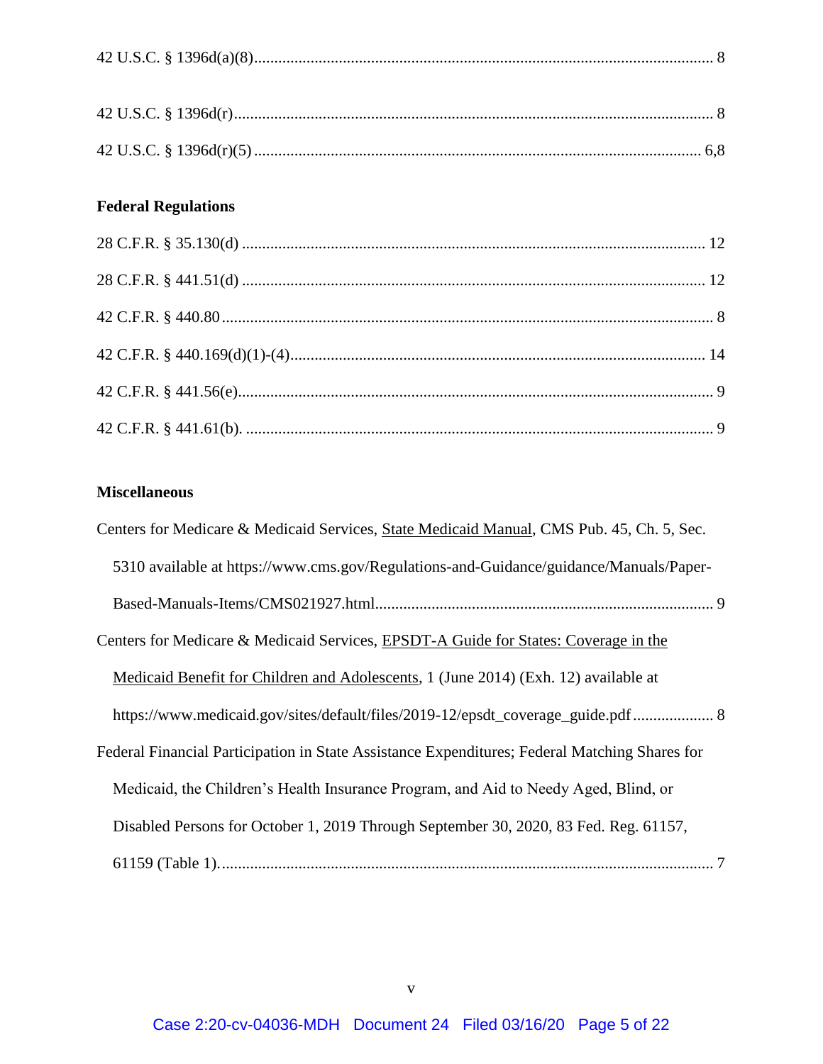42 U.S.C. § 1396d(a)(8) ........................................................................................................ 8

42 U.S.C. § 1396d(r) ............................................................................................................ 8

42 U.S.C. § 1396d(r)(5) ..................................................................................................... 6,8

**Federal Regulations**

28 C.F.R. § 35.130(d) ......................................................................................................... 12

28 C.F.R. § 441.51(d) ......................................................................................................... 12

42 C.F.R. § 440.80 ............................................................................................................... 8

42 C.F.R. § 440.169(d)(1)-(4) ............................................................................................. 14

42 C.F.R. § 441.56(e) ........................................................................................................... 9

42 C.F.R. § 441.61(b). .......................................................................................................... 9

**Miscellaneous**

Centers for Medicare & Medicaid Services, State Medicaid Manual, CMS Pub. 45, Ch. 5, Sec. 5310 available at https://www.cms.gov/Regulations-and-Guidance/guidance/Manuals/Paper-Based-Manuals-Items/CMS021927.html .................................................................................. 9

Centers for Medicare & Medicaid Services, EPSDT-A Guide for States: Coverage in the Medicaid Benefit for Children and Adolescents, 1 (June 2014) (Exh. 12) available at https://www.medicaid.gov/sites/default/files/2019-12/epsdt_coverage_guide.pdf .................... 8

Federal Financial Participation in State Assistance Expenditures; Federal Matching Shares for Medicaid, the Children's Health Insurance Program, and Aid to Needy Aged, Blind, or Disabled Persons for October 1, 2019 Through September 30, 2020, 83 Fed. Reg. 61157, 61159 (Table 1). ........................................................................................................................ 7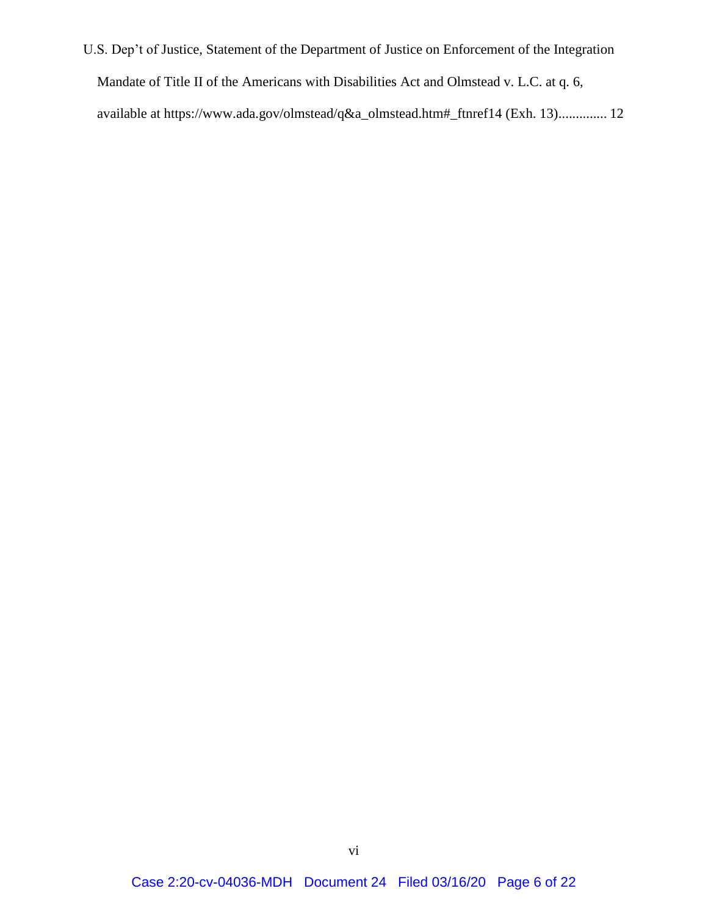U.S. Dep't of Justice, Statement of the Department of Justice on Enforcement of the Integration Mandate of Title II of the Americans with Disabilities Act and Olmstead v. L.C. at q. 6, available at https://www.ada.gov/olmstead/q&a_olmstead.htm#_ftnref14 (Exh. 13).............. 12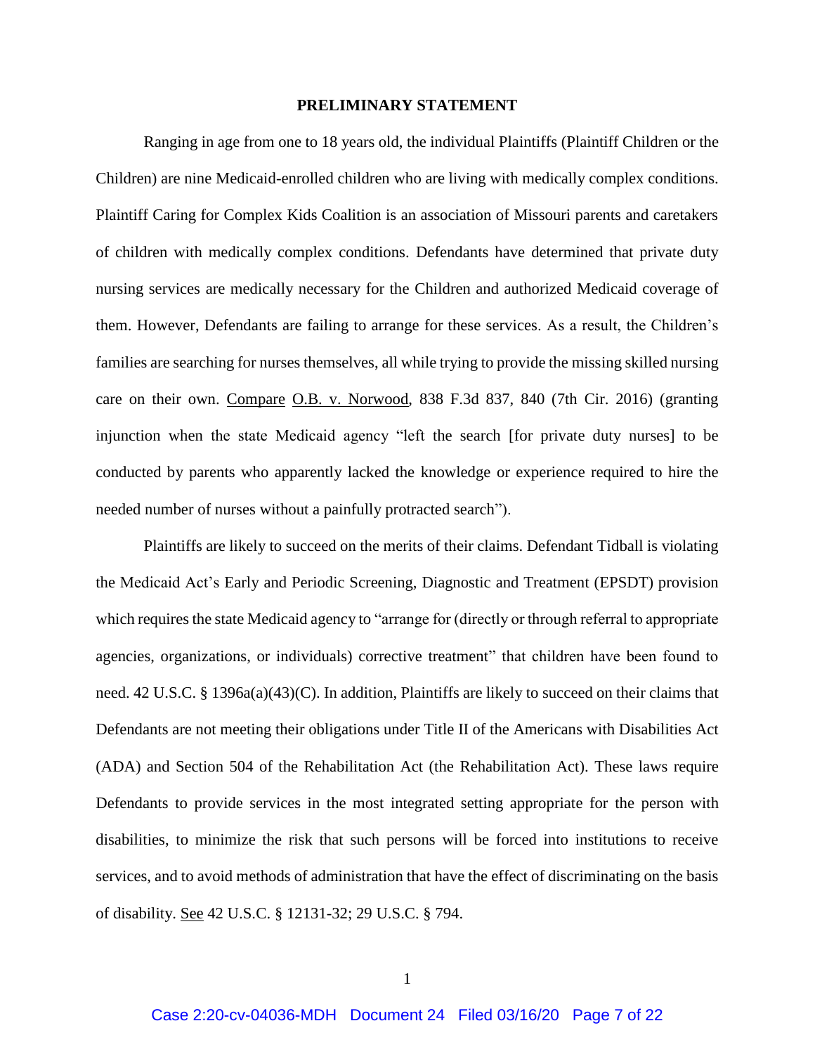## PRELIMINARY STATEMENT

Ranging in age from one to 18 years old, the individual Plaintiffs (Plaintiff Children or the Children) are nine Medicaid-enrolled children who are living with medically complex conditions. Plaintiff Caring for Complex Kids Coalition is an association of Missouri parents and caretakers of children with medically complex conditions. Defendants have determined that private duty nursing services are medically necessary for the Children and authorized Medicaid coverage of them. However, Defendants are failing to arrange for these services. As a result, the Children's families are searching for nurses themselves, all while trying to provide the missing skilled nursing care on their own. Compare O.B. v. Norwood, 838 F.3d 837, 840 (7th Cir. 2016) (granting injunction when the state Medicaid agency "left the search [for private duty nurses] to be conducted by parents who apparently lacked the knowledge or experience required to hire the needed number of nurses without a painfully protracted search").

Plaintiffs are likely to succeed on the merits of their claims. Defendant Tidball is violating the Medicaid Act's Early and Periodic Screening, Diagnostic and Treatment (EPSDT) provision which requires the state Medicaid agency to "arrange for (directly or through referral to appropriate agencies, organizations, or individuals) corrective treatment" that children have been found to need. 42 U.S.C. § 1396a(a)(43)(C). In addition, Plaintiffs are likely to succeed on their claims that Defendants are not meeting their obligations under Title II of the Americans with Disabilities Act (ADA) and Section 504 of the Rehabilitation Act (the Rehabilitation Act). These laws require Defendants to provide services in the most integrated setting appropriate for the person with disabilities, to minimize the risk that such persons will be forced into institutions to receive services, and to avoid methods of administration that have the effect of discriminating on the basis of disability. See 42 U.S.C. § 12131-32; 29 U.S.C. § 794.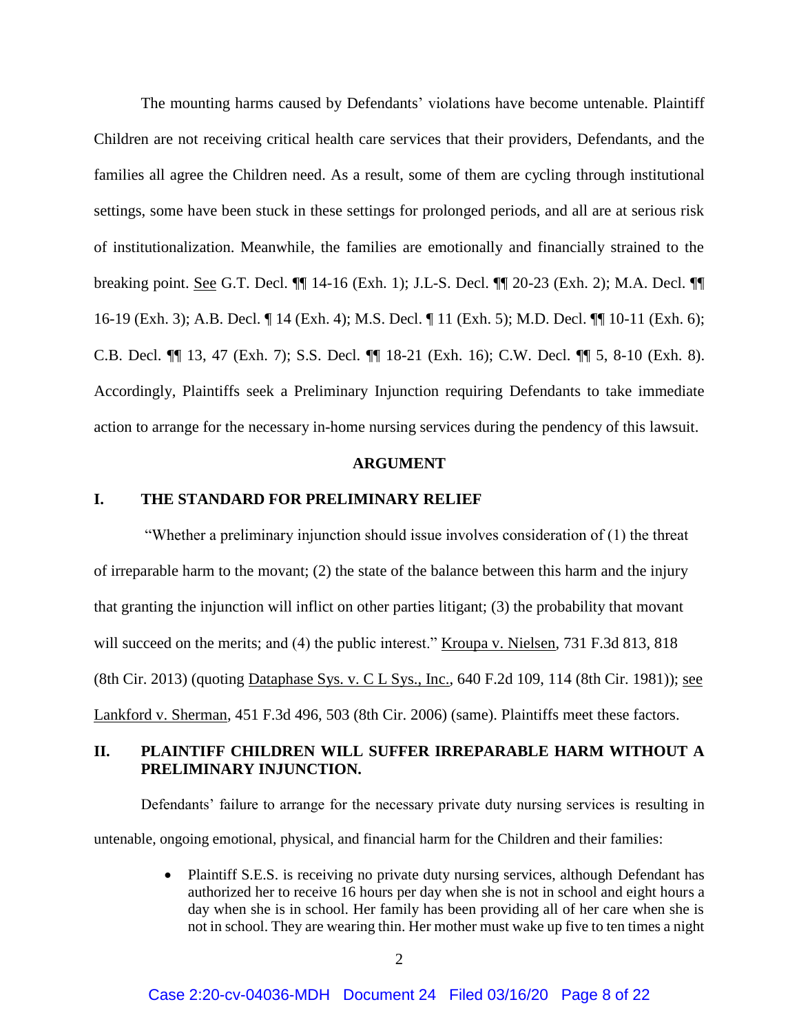The mounting harms caused by Defendants' violations have become untenable. Plaintiff Children are not receiving critical health care services that their providers, Defendants, and the families all agree the Children need. As a result, some of them are cycling through institutional settings, some have been stuck in these settings for prolonged periods, and all are at serious risk of institutionalization. Meanwhile, the families are emotionally and financially strained to the breaking point. See G.T. Decl. ¶¶ 14-16 (Exh. 1); J.L-S. Decl. ¶¶ 20-23 (Exh. 2); M.A. Decl. ¶¶ 16-19 (Exh. 3); A.B. Decl. ¶ 14 (Exh. 4); M.S. Decl. ¶ 11 (Exh. 5); M.D. Decl. ¶¶ 10-11 (Exh. 6); C.B. Decl. ¶¶ 13, 47 (Exh. 7); S.S. Decl. ¶¶ 18-21 (Exh. 16); C.W. Decl. ¶¶ 5, 8-10 (Exh. 8). Accordingly, Plaintiffs seek a Preliminary Injunction requiring Defendants to take immediate action to arrange for the necessary in-home nursing services during the pendency of this lawsuit.

## ARGUMENT

### I. THE STANDARD FOR PRELIMINARY RELIEF

"Whether a preliminary injunction should issue involves consideration of (1) the threat of irreparable harm to the movant; (2) the state of the balance between this harm and the injury that granting the injunction will inflict on other parties litigant; (3) the probability that movant will succeed on the merits; and (4) the public interest." Kroupa v. Nielsen, 731 F.3d 813, 818 (8th Cir. 2013) (quoting Dataphase Sys. v. C L Sys., Inc., 640 F.2d 109, 114 (8th Cir. 1981)); see Lankford v. Sherman, 451 F.3d 496, 503 (8th Cir. 2006) (same). Plaintiffs meet these factors.

### II. PLAINTIFF CHILDREN WILL SUFFER IRREPARABLE HARM WITHOUT A PRELIMINARY INJUNCTION.

Defendants' failure to arrange for the necessary private duty nursing services is resulting in untenable, ongoing emotional, physical, and financial harm for the Children and their families:

- Plaintiff S.E.S. is receiving no private duty nursing services, although Defendant has authorized her to receive 16 hours per day when she is not in school and eight hours a day when she is in school. Her family has been providing all of her care when she is not in school. They are wearing thin. Her mother must wake up five to ten times a night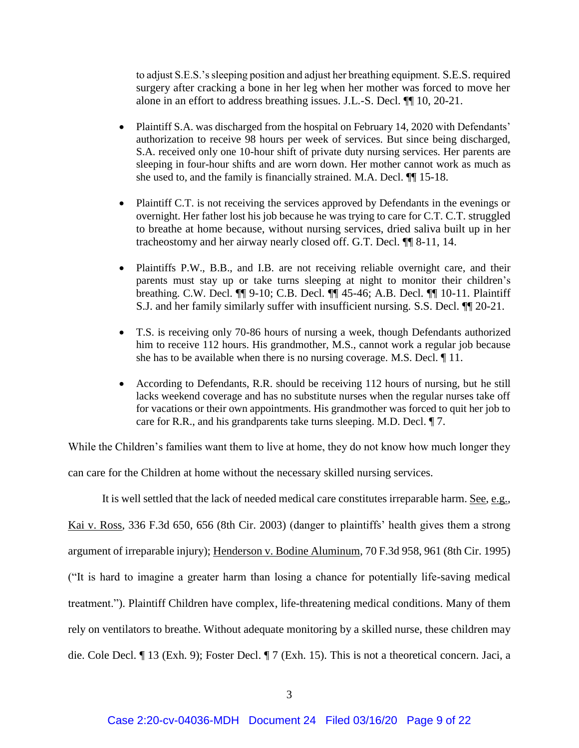to adjust S.E.S.'s sleeping position and adjust her breathing equipment. S.E.S. required surgery after cracking a bone in her leg when her mother was forced to move her alone in an effort to address breathing issues. J.L.-S. Decl. ¶¶ 10, 20-21.

- Plaintiff S.A. was discharged from the hospital on February 14, 2020 with Defendants' authorization to receive 98 hours per week of services. But since being discharged, S.A. received only one 10-hour shift of private duty nursing services. Her parents are sleeping in four-hour shifts and are worn down. Her mother cannot work as much as she used to, and the family is financially strained. M.A. Decl. ¶¶ 15-18.

- Plaintiff C.T. is not receiving the services approved by Defendants in the evenings or overnight. Her father lost his job because he was trying to care for C.T. C.T. struggled to breathe at home because, without nursing services, dried saliva built up in her tracheostomy and her airway nearly closed off. G.T. Decl. ¶¶ 8-11, 14.

- Plaintiffs P.W., B.B., and I.B. are not receiving reliable overnight care, and their parents must stay up or take turns sleeping at night to monitor their children's breathing. C.W. Decl. ¶¶ 9-10; C.B. Decl. ¶¶ 45-46; A.B. Decl. ¶¶ 10-11. Plaintiff S.J. and her family similarly suffer with insufficient nursing. S.S. Decl. ¶¶ 20-21.

- T.S. is receiving only 70-86 hours of nursing a week, though Defendants authorized him to receive 112 hours. His grandmother, M.S., cannot work a regular job because she has to be available when there is no nursing coverage. M.S. Decl. ¶ 11.

- According to Defendants, R.R. should be receiving 112 hours of nursing, but he still lacks weekend coverage and has no substitute nurses when the regular nurses take off for vacations or their own appointments. His grandmother was forced to quit her job to care for R.R., and his grandparents take turns sleeping. M.D. Decl. ¶ 7.

While the Children's families want them to live at home, they do not know how much longer they can care for the Children at home without the necessary skilled nursing services.

It is well settled that the lack of needed medical care constitutes irreparable harm. See, e.g., Kai v. Ross, 336 F.3d 650, 656 (8th Cir. 2003) (danger to plaintiffs' health gives them a strong argument of irreparable injury); Henderson v. Bodine Aluminum, 70 F.3d 958, 961 (8th Cir. 1995) ("It is hard to imagine a greater harm than losing a chance for potentially life-saving medical treatment."). Plaintiff Children have complex, life-threatening medical conditions. Many of them rely on ventilators to breathe. Without adequate monitoring by a skilled nurse, these children may die. Cole Decl. ¶ 13 (Exh. 9); Foster Decl. ¶ 7 (Exh. 15). This is not a theoretical concern. Jaci, a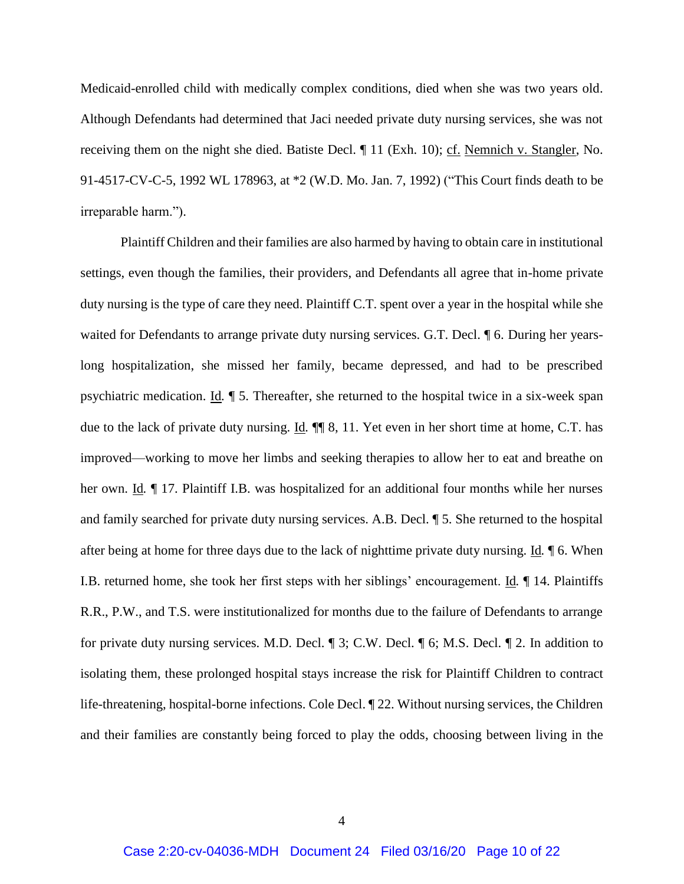Medicaid-enrolled child with medically complex conditions, died when she was two years old. Although Defendants had determined that Jaci needed private duty nursing services, she was not receiving them on the night she died. Batiste Decl. ¶ 11 (Exh. 10); cf. Nemnich v. Stangler, No. 91-4517-CV-C-5, 1992 WL 178963, at *2 (W.D. Mo. Jan. 7, 1992) ("This Court finds death to be irreparable harm.").

Plaintiff Children and their families are also harmed by having to obtain care in institutional settings, even though the families, their providers, and Defendants all agree that in-home private duty nursing is the type of care they need. Plaintiff C.T. spent over a year in the hospital while she waited for Defendants to arrange private duty nursing services. G.T. Decl. ¶ 6. During her years-long hospitalization, she missed her family, became depressed, and had to be prescribed psychiatric medication. Id. ¶ 5. Thereafter, she returned to the hospital twice in a six-week span due to the lack of private duty nursing. Id. ¶¶ 8, 11. Yet even in her short time at home, C.T. has improved—working to move her limbs and seeking therapies to allow her to eat and breathe on her own. Id. ¶ 17. Plaintiff I.B. was hospitalized for an additional four months while her nurses and family searched for private duty nursing services. A.B. Decl. ¶ 5. She returned to the hospital after being at home for three days due to the lack of nighttime private duty nursing. Id. ¶ 6. When I.B. returned home, she took her first steps with her siblings' encouragement. Id. ¶ 14. Plaintiffs R.R., P.W., and T.S. were institutionalized for months due to the failure of Defendants to arrange for private duty nursing services. M.D. Decl. ¶ 3; C.W. Decl. ¶ 6; M.S. Decl. ¶ 2. In addition to isolating them, these prolonged hospital stays increase the risk for Plaintiff Children to contract life-threatening, hospital-borne infections. Cole Decl. ¶ 22. Without nursing services, the Children and their families are constantly being forced to play the odds, choosing between living in the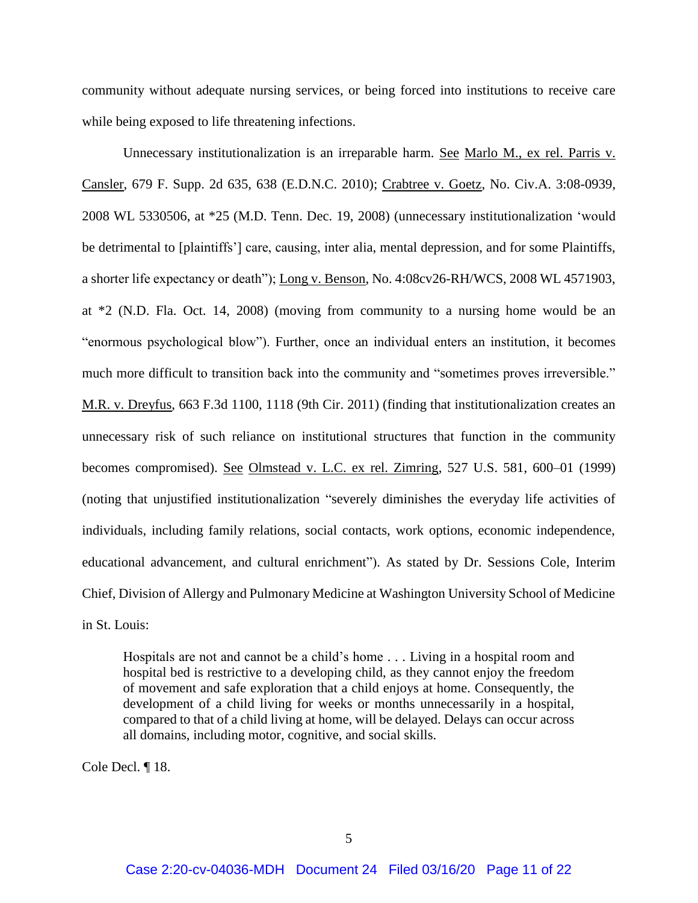community without adequate nursing services, or being forced into institutions to receive care while being exposed to life threatening infections.

Unnecessary institutionalization is an irreparable harm. See Marlo M., ex rel. Parris v. Cansler, 679 F. Supp. 2d 635, 638 (E.D.N.C. 2010); Crabtree v. Goetz, No. Civ.A. 3:08-0939, 2008 WL 5330506, at *25 (M.D. Tenn. Dec. 19, 2008) (unnecessary institutionalization 'would be detrimental to [plaintiffs'] care, causing, inter alia, mental depression, and for some Plaintiffs, a shorter life expectancy or death"); Long v. Benson, No. 4:08cv26-RH/WCS, 2008 WL 4571903, at *2 (N.D. Fla. Oct. 14, 2008) (moving from community to a nursing home would be an "enormous psychological blow"). Further, once an individual enters an institution, it becomes much more difficult to transition back into the community and "sometimes proves irreversible." M.R. v. Dreyfus, 663 F.3d 1100, 1118 (9th Cir. 2011) (finding that institutionalization creates an unnecessary risk of such reliance on institutional structures that function in the community becomes compromised). See Olmstead v. L.C. ex rel. Zimring, 527 U.S. 581, 600–01 (1999) (noting that unjustified institutionalization "severely diminishes the everyday life activities of individuals, including family relations, social contacts, work options, economic independence, educational advancement, and cultural enrichment"). As stated by Dr. Sessions Cole, Interim Chief, Division of Allergy and Pulmonary Medicine at Washington University School of Medicine in St. Louis:

> Hospitals are not and cannot be a child's home . . . Living in a hospital room and hospital bed is restrictive to a developing child, as they cannot enjoy the freedom of movement and safe exploration that a child enjoys at home. Consequently, the development of a child living for weeks or months unnecessarily in a hospital, compared to that of a child living at home, will be delayed. Delays can occur across all domains, including motor, cognitive, and social skills.

Cole Decl. ¶ 18.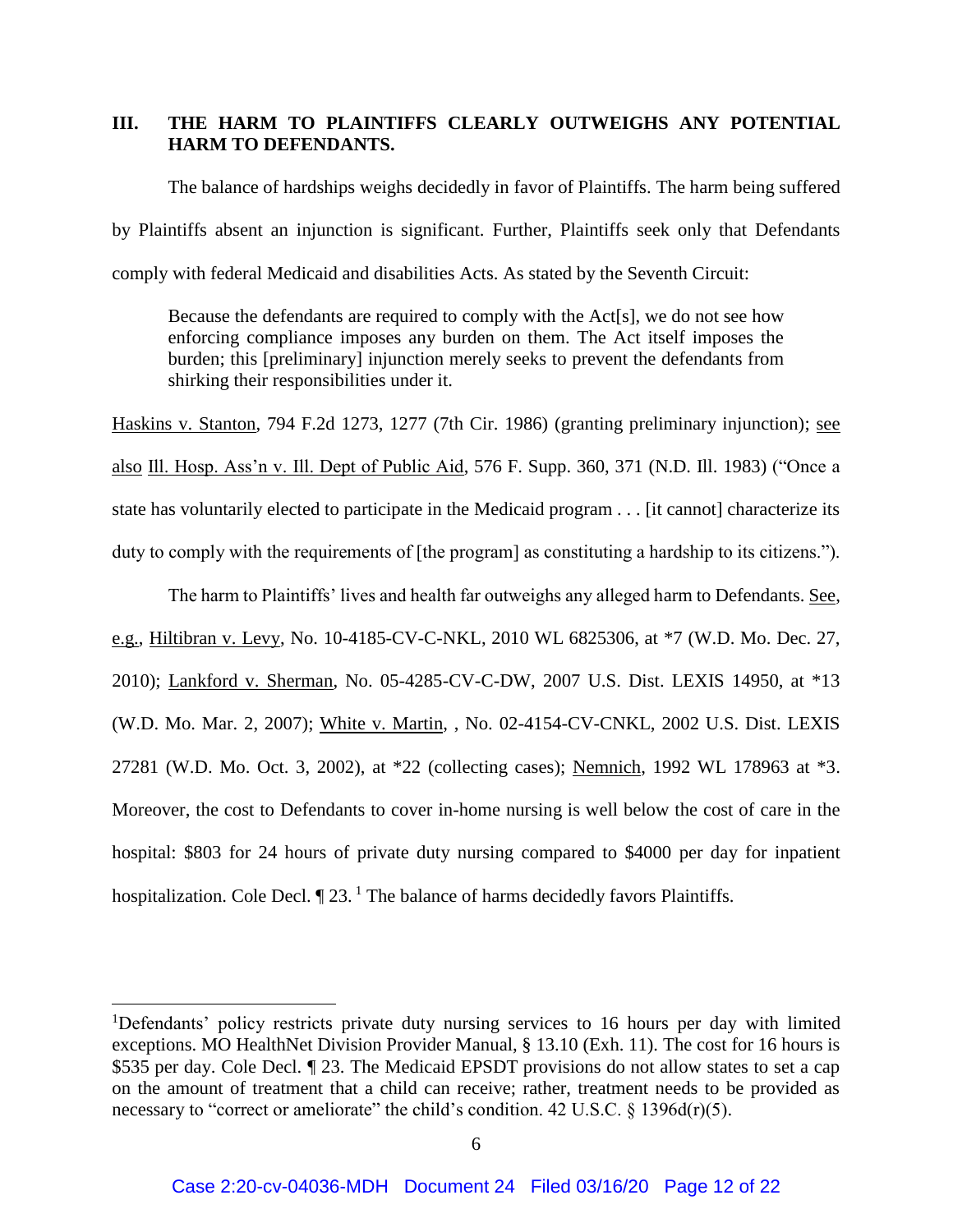## III. THE HARM TO PLAINTIFFS CLEARLY OUTWEIGHS ANY POTENTIAL HARM TO DEFENDANTS.

The balance of hardships weighs decidedly in favor of Plaintiffs. The harm being suffered by Plaintiffs absent an injunction is significant. Further, Plaintiffs seek only that Defendants comply with federal Medicaid and disabilities Acts. As stated by the Seventh Circuit:

> Because the defendants are required to comply with the Act[s], we do not see how enforcing compliance imposes any burden on them. The Act itself imposes the burden; this [preliminary] injunction merely seeks to prevent the defendants from shirking their responsibilities under it.

Haskins v. Stanton, 794 F.2d 1273, 1277 (7th Cir. 1986) (granting preliminary injunction); see also Ill. Hosp. Ass'n v. Ill. Dept of Public Aid, 576 F. Supp. 360, 371 (N.D. Ill. 1983) ("Once a state has voluntarily elected to participate in the Medicaid program . . . [it cannot] characterize its duty to comply with the requirements of [the program] as constituting a hardship to its citizens.").

The harm to Plaintiffs' lives and health far outweighs any alleged harm to Defendants. See, e.g., Hiltibran v. Levy, No. 10-4185-CV-C-NKL, 2010 WL 6825306, at *7 (W.D. Mo. Dec. 27, 2010); Lankford v. Sherman, No. 05-4285-CV-C-DW, 2007 U.S. Dist. LEXIS 14950, at *13 (W.D. Mo. Mar. 2, 2007); White v. Martin, , No. 02-4154-CV-CNKL, 2002 U.S. Dist. LEXIS 27281 (W.D. Mo. Oct. 3, 2002), at *22 (collecting cases); Nemnich, 1992 WL 178963 at *3. Moreover, the cost to Defendants to cover in-home nursing is well below the cost of care in the hospital: $803 for 24 hours of private duty nursing compared to $4000 per day for inpatient hospitalization. Cole Decl. ¶ 23. [1] The balance of harms decidedly favors Plaintiffs.

---

[1] Defendants' policy restricts private duty nursing services to 16 hours per day with limited exceptions. MO HealthNet Division Provider Manual, § 13.10 (Exh. 11). The cost for 16 hours is $535 per day. Cole Decl. ¶ 23. The Medicaid EPSDT provisions do not allow states to set a cap on the amount of treatment that a child can receive; rather, treatment needs to be provided as necessary to "correct or ameliorate" the child's condition. 42 U.S.C. § 1396d(r)(5).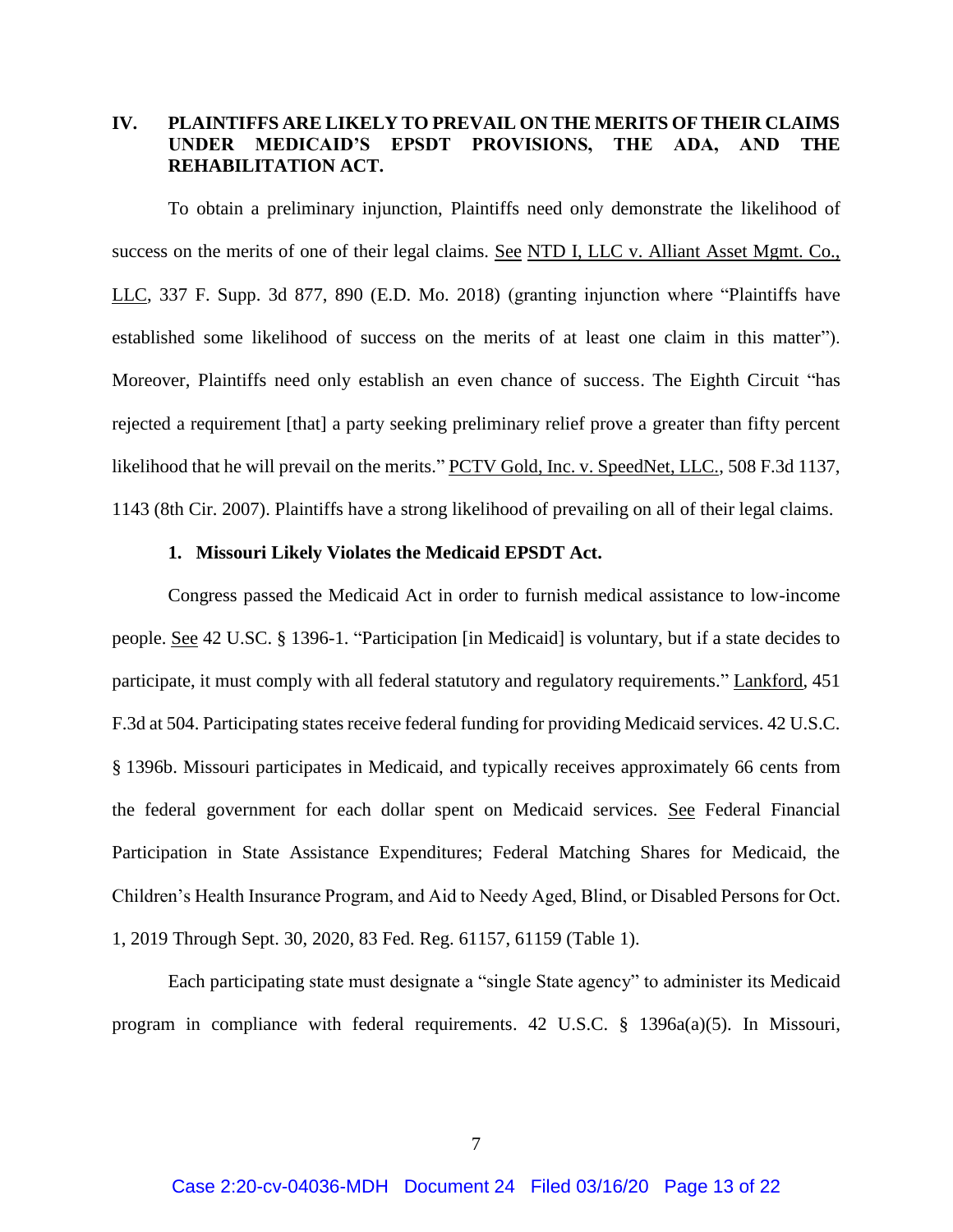## IV. PLAINTIFFS ARE LIKELY TO PREVAIL ON THE MERITS OF THEIR CLAIMS UNDER MEDICAID'S EPSDT PROVISIONS, THE ADA, AND THE REHABILITATION ACT.

To obtain a preliminary injunction, Plaintiffs need only demonstrate the likelihood of success on the merits of one of their legal claims. See NTD I, LLC v. Alliant Asset Mgmt. Co., LLC, 337 F. Supp. 3d 877, 890 (E.D. Mo. 2018) (granting injunction where "Plaintiffs have established some likelihood of success on the merits of at least one claim in this matter"). Moreover, Plaintiffs need only establish an even chance of success. The Eighth Circuit "has rejected a requirement [that] a party seeking preliminary relief prove a greater than fifty percent likelihood that he will prevail on the merits." PCTV Gold, Inc. v. SpeedNet, LLC., 508 F.3d 1137, 1143 (8th Cir. 2007). Plaintiffs have a strong likelihood of prevailing on all of their legal claims.

### 1. Missouri Likely Violates the Medicaid EPSDT Act.

Congress passed the Medicaid Act in order to furnish medical assistance to low-income people. See 42 U.SC. § 1396-1. "Participation [in Medicaid] is voluntary, but if a state decides to participate, it must comply with all federal statutory and regulatory requirements." Lankford, 451 F.3d at 504. Participating states receive federal funding for providing Medicaid services. 42 U.S.C. § 1396b. Missouri participates in Medicaid, and typically receives approximately 66 cents from the federal government for each dollar spent on Medicaid services. See Federal Financial Participation in State Assistance Expenditures; Federal Matching Shares for Medicaid, the Children's Health Insurance Program, and Aid to Needy Aged, Blind, or Disabled Persons for Oct. 1, 2019 Through Sept. 30, 2020, 83 Fed. Reg. 61157, 61159 (Table 1).

Each participating state must designate a "single State agency" to administer its Medicaid program in compliance with federal requirements. 42 U.S.C. § 1396a(a)(5). In Missouri,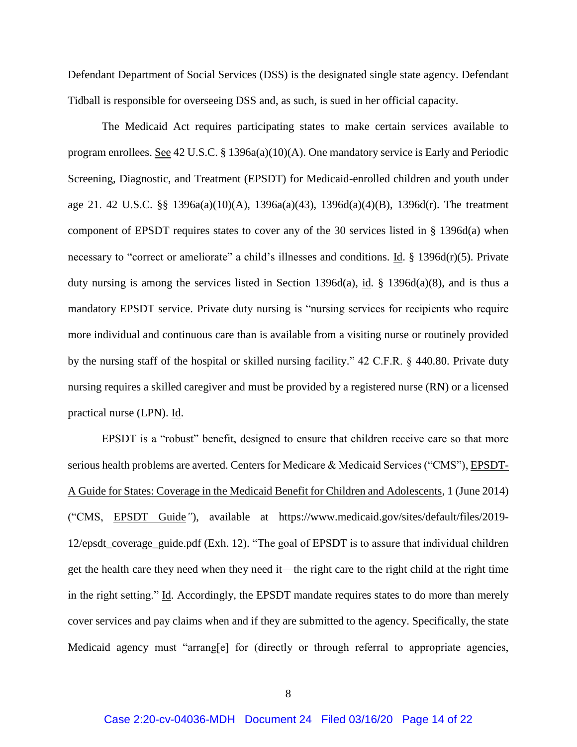Defendant Department of Social Services (DSS) is the designated single state agency. Defendant Tidball is responsible for overseeing DSS and, as such, is sued in her official capacity.

The Medicaid Act requires participating states to make certain services available to program enrollees. See 42 U.S.C. § 1396a(a)(10)(A). One mandatory service is Early and Periodic Screening, Diagnostic, and Treatment (EPSDT) for Medicaid-enrolled children and youth under age 21. 42 U.S.C. §§ 1396a(a)(10)(A), 1396a(a)(43), 1396d(a)(4)(B), 1396d(r). The treatment component of EPSDT requires states to cover any of the 30 services listed in § 1396d(a) when necessary to "correct or ameliorate" a child's illnesses and conditions. Id. § 1396d(r)(5). Private duty nursing is among the services listed in Section 1396d(a), id. § 1396d(a)(8), and is thus a mandatory EPSDT service. Private duty nursing is "nursing services for recipients who require more individual and continuous care than is available from a visiting nurse or routinely provided by the nursing staff of the hospital or skilled nursing facility." 42 C.F.R. § 440.80. Private duty nursing requires a skilled caregiver and must be provided by a registered nurse (RN) or a licensed practical nurse (LPN). Id.

EPSDT is a "robust" benefit, designed to ensure that children receive care so that more serious health problems are averted. Centers for Medicare & Medicaid Services ("CMS"), EPSDT-A Guide for States: Coverage in the Medicaid Benefit for Children and Adolescents, 1 (June 2014) ("CMS, EPSDT Guide"), available at https://www.medicaid.gov/sites/default/files/2019-12/epsdt_coverage_guide.pdf (Exh. 12). "The goal of EPSDT is to assure that individual children get the health care they need when they need it—the right care to the right child at the right time in the right setting." Id. Accordingly, the EPSDT mandate requires states to do more than merely cover services and pay claims when and if they are submitted to the agency. Specifically, the state Medicaid agency must "arrang[e] for (directly or through referral to appropriate agencies,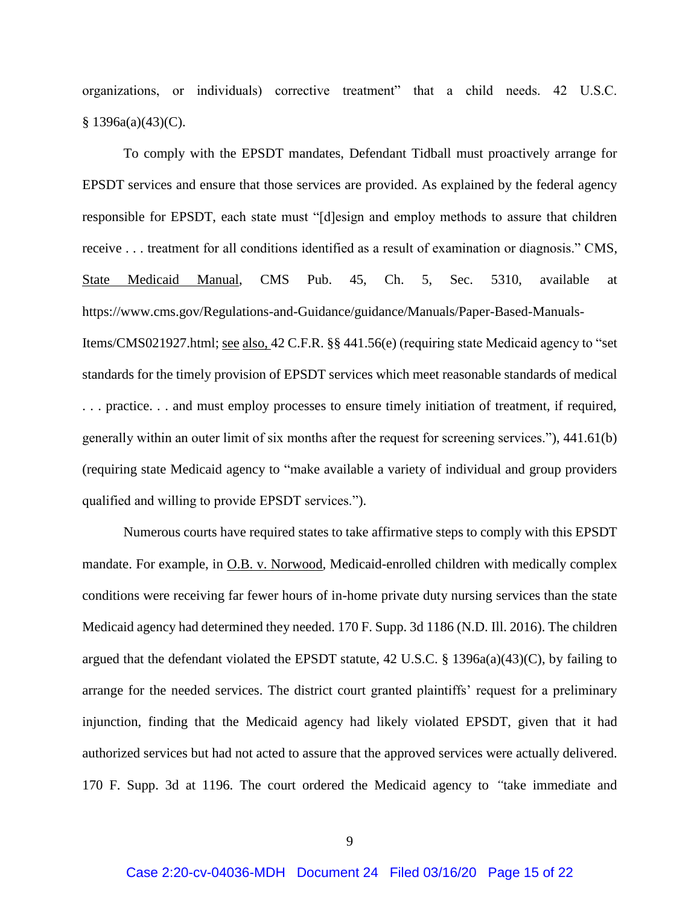organizations, or individuals) corrective treatment" that a child needs. 42 U.S.C. § 1396a(a)(43)(C).

To comply with the EPSDT mandates, Defendant Tidball must proactively arrange for EPSDT services and ensure that those services are provided. As explained by the federal agency responsible for EPSDT, each state must "[d]esign and employ methods to assure that children receive . . . treatment for all conditions identified as a result of examination or diagnosis." CMS, State Medicaid Manual, CMS Pub. 45, Ch. 5, Sec. 5310, available at https://www.cms.gov/Regulations-and-Guidance/guidance/Manuals/Paper-Based-Manuals-Items/CMS021927.html; see also, 42 C.F.R. §§ 441.56(e) (requiring state Medicaid agency to "set standards for the timely provision of EPSDT services which meet reasonable standards of medical . . . practice. . . and must employ processes to ensure timely initiation of treatment, if required, generally within an outer limit of six months after the request for screening services."), 441.61(b) (requiring state Medicaid agency to "make available a variety of individual and group providers qualified and willing to provide EPSDT services.").

Numerous courts have required states to take affirmative steps to comply with this EPSDT mandate. For example, in O.B. v. Norwood, Medicaid-enrolled children with medically complex conditions were receiving far fewer hours of in-home private duty nursing services than the state Medicaid agency had determined they needed. 170 F. Supp. 3d 1186 (N.D. Ill. 2016). The children argued that the defendant violated the EPSDT statute, 42 U.S.C. § 1396a(a)(43)(C), by failing to arrange for the needed services. The district court granted plaintiffs' request for a preliminary injunction, finding that the Medicaid agency had likely violated EPSDT, given that it had authorized services but had not acted to assure that the approved services were actually delivered. 170 F. Supp. 3d at 1196. The court ordered the Medicaid agency to "take immediate and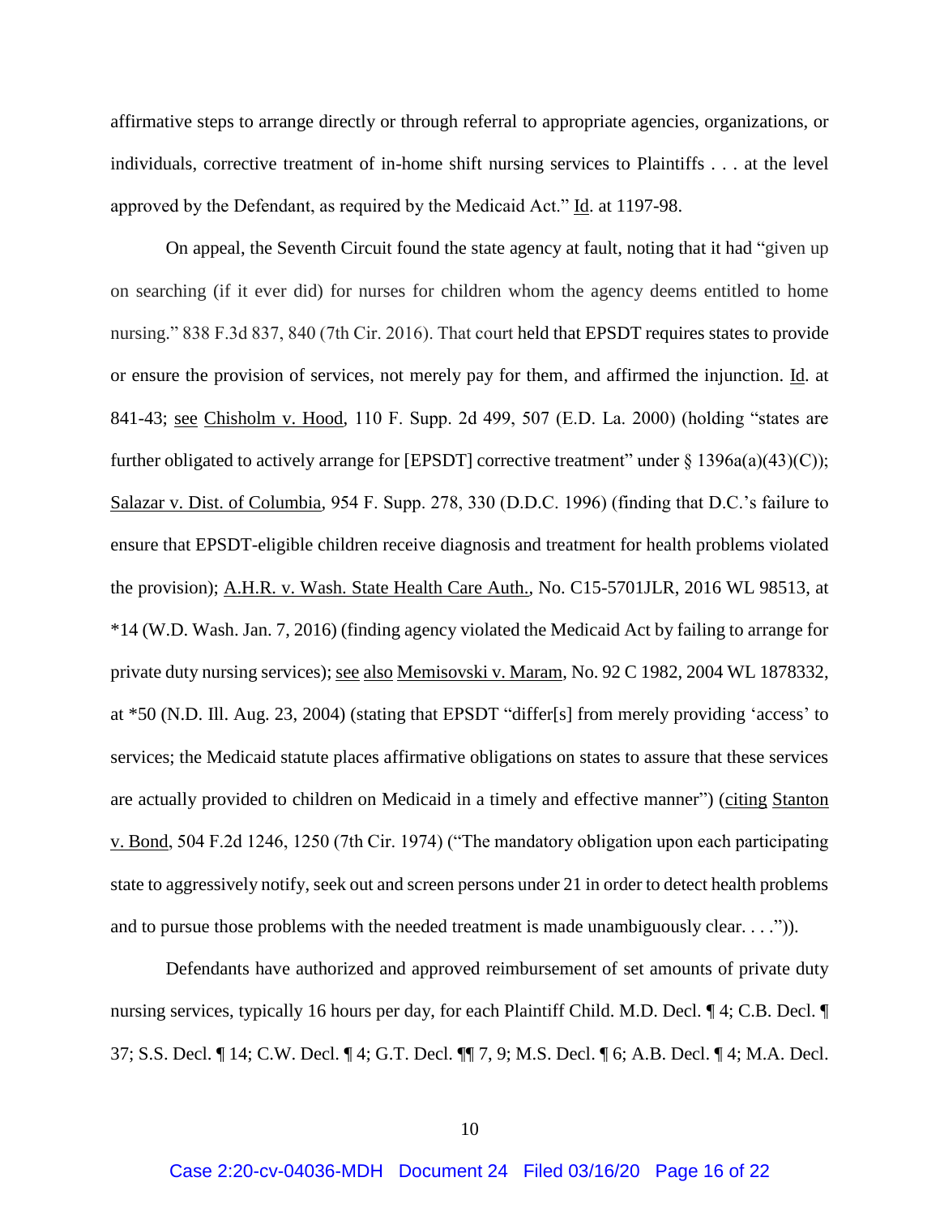affirmative steps to arrange directly or through referral to appropriate agencies, organizations, or individuals, corrective treatment of in-home shift nursing services to Plaintiffs . . . at the level approved by the Defendant, as required by the Medicaid Act." Id. at 1197-98.

On appeal, the Seventh Circuit found the state agency at fault, noting that it had "given up on searching (if it ever did) for nurses for children whom the agency deems entitled to home nursing." 838 F.3d 837, 840 (7th Cir. 2016). That court held that EPSDT requires states to provide or ensure the provision of services, not merely pay for them, and affirmed the injunction. Id. at 841-43; see Chisholm v. Hood, 110 F. Supp. 2d 499, 507 (E.D. La. 2000) (holding "states are further obligated to actively arrange for [EPSDT] corrective treatment" under § 1396a(a)(43)(C)); Salazar v. Dist. of Columbia, 954 F. Supp. 278, 330 (D.D.C. 1996) (finding that D.C.'s failure to ensure that EPSDT-eligible children receive diagnosis and treatment for health problems violated the provision); A.H.R. v. Wash. State Health Care Auth., No. C15-5701JLR, 2016 WL 98513, at *14 (W.D. Wash. Jan. 7, 2016) (finding agency violated the Medicaid Act by failing to arrange for private duty nursing services); see also Memisovski v. Maram, No. 92 C 1982, 2004 WL 1878332, at *50 (N.D. Ill. Aug. 23, 2004) (stating that EPSDT "differ[s] from merely providing 'access' to services; the Medicaid statute places affirmative obligations on states to assure that these services are actually provided to children on Medicaid in a timely and effective manner") (citing Stanton v. Bond, 504 F.2d 1246, 1250 (7th Cir. 1974) ("The mandatory obligation upon each participating state to aggressively notify, seek out and screen persons under 21 in order to detect health problems and to pursue those problems with the needed treatment is made unambiguously clear. . . .")).

Defendants have authorized and approved reimbursement of set amounts of private duty nursing services, typically 16 hours per day, for each Plaintiff Child. M.D. Decl. ¶ 4; C.B. Decl. ¶ 37; S.S. Decl. ¶ 14; C.W. Decl. ¶ 4; G.T. Decl. ¶¶ 7, 9; M.S. Decl. ¶ 6; A.B. Decl. ¶ 4; M.A. Decl.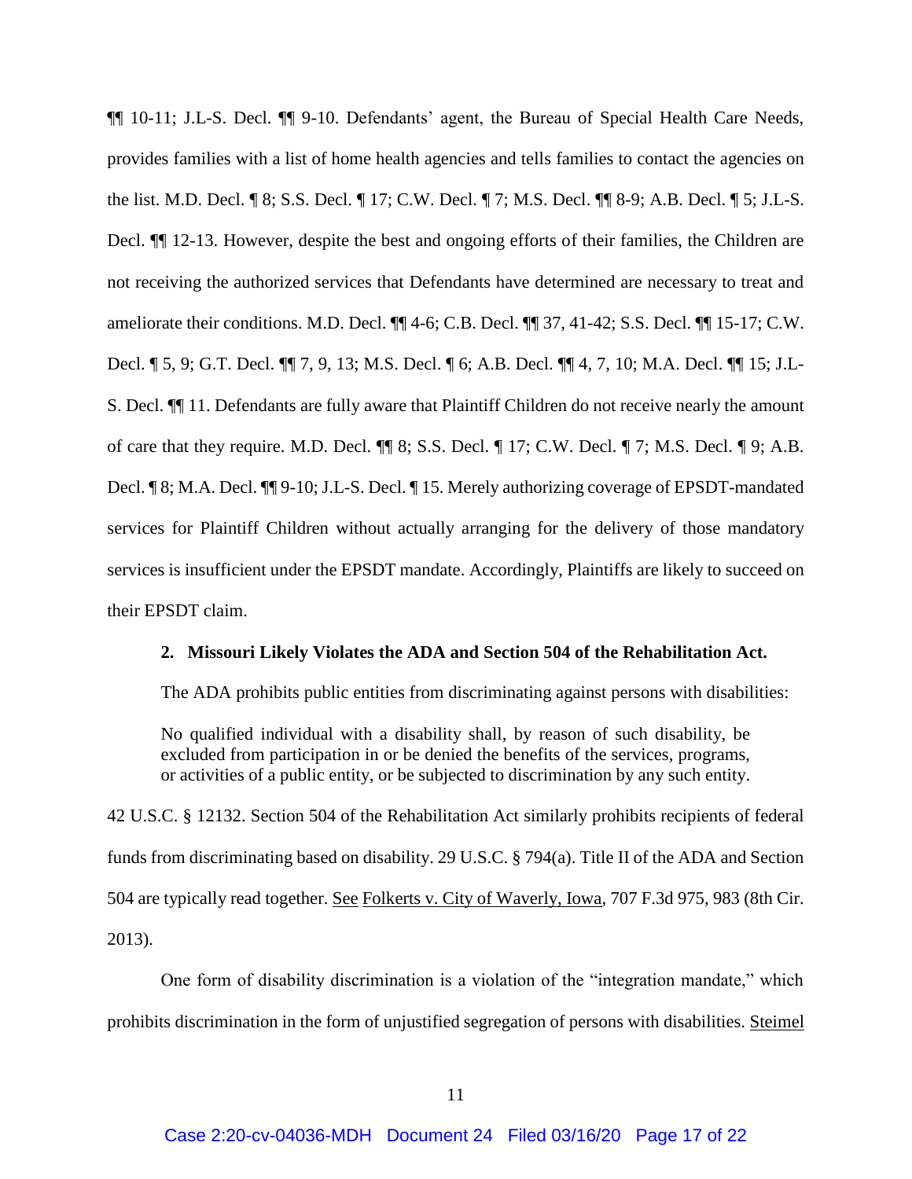¶¶ 10-11; J.L-S. Decl. ¶¶ 9-10. Defendants' agent, the Bureau of Special Health Care Needs, provides families with a list of home health agencies and tells families to contact the agencies on the list. M.D. Decl. ¶ 8; S.S. Decl. ¶ 17; C.W. Decl. ¶ 7; M.S. Decl. ¶¶ 8-9; A.B. Decl. ¶ 5; J.L-S. Decl. ¶¶ 12-13. However, despite the best and ongoing efforts of their families, the Children are not receiving the authorized services that Defendants have determined are necessary to treat and ameliorate their conditions. M.D. Decl. ¶¶ 4-6; C.B. Decl. ¶¶ 37, 41-42; S.S. Decl. ¶¶ 15-17; C.W. Decl. ¶ 5, 9; G.T. Decl. ¶¶ 7, 9, 13; M.S. Decl. ¶ 6; A.B. Decl. ¶¶ 4, 7, 10; M.A. Decl. ¶¶ 15; J.L-S. Decl. ¶¶ 11. Defendants are fully aware that Plaintiff Children do not receive nearly the amount of care that they require. M.D. Decl. ¶¶ 8; S.S. Decl. ¶ 17; C.W. Decl. ¶ 7; M.S. Decl. ¶ 9; A.B. Decl. ¶ 8; M.A. Decl. ¶¶ 9-10; J.L-S. Decl. ¶ 15. Merely authorizing coverage of EPSDT-mandated services for Plaintiff Children without actually arranging for the delivery of those mandatory services is insufficient under the EPSDT mandate. Accordingly, Plaintiffs are likely to succeed on their EPSDT claim.

**2. Missouri Likely Violates the ADA and Section 504 of the Rehabilitation Act.**

The ADA prohibits public entities from discriminating against persons with disabilities:

> No qualified individual with a disability shall, by reason of such disability, be excluded from participation in or be denied the benefits of the services, programs, or activities of a public entity, or be subjected to discrimination by any such entity.

42 U.S.C. § 12132. Section 504 of the Rehabilitation Act similarly prohibits recipients of federal funds from discriminating based on disability. 29 U.S.C. § 794(a). Title II of the ADA and Section 504 are typically read together. See Folkerts v. City of Waverly, Iowa, 707 F.3d 975, 983 (8th Cir. 2013).

One form of disability discrimination is a violation of the "integration mandate," which prohibits discrimination in the form of unjustified segregation of persons with disabilities. Steimel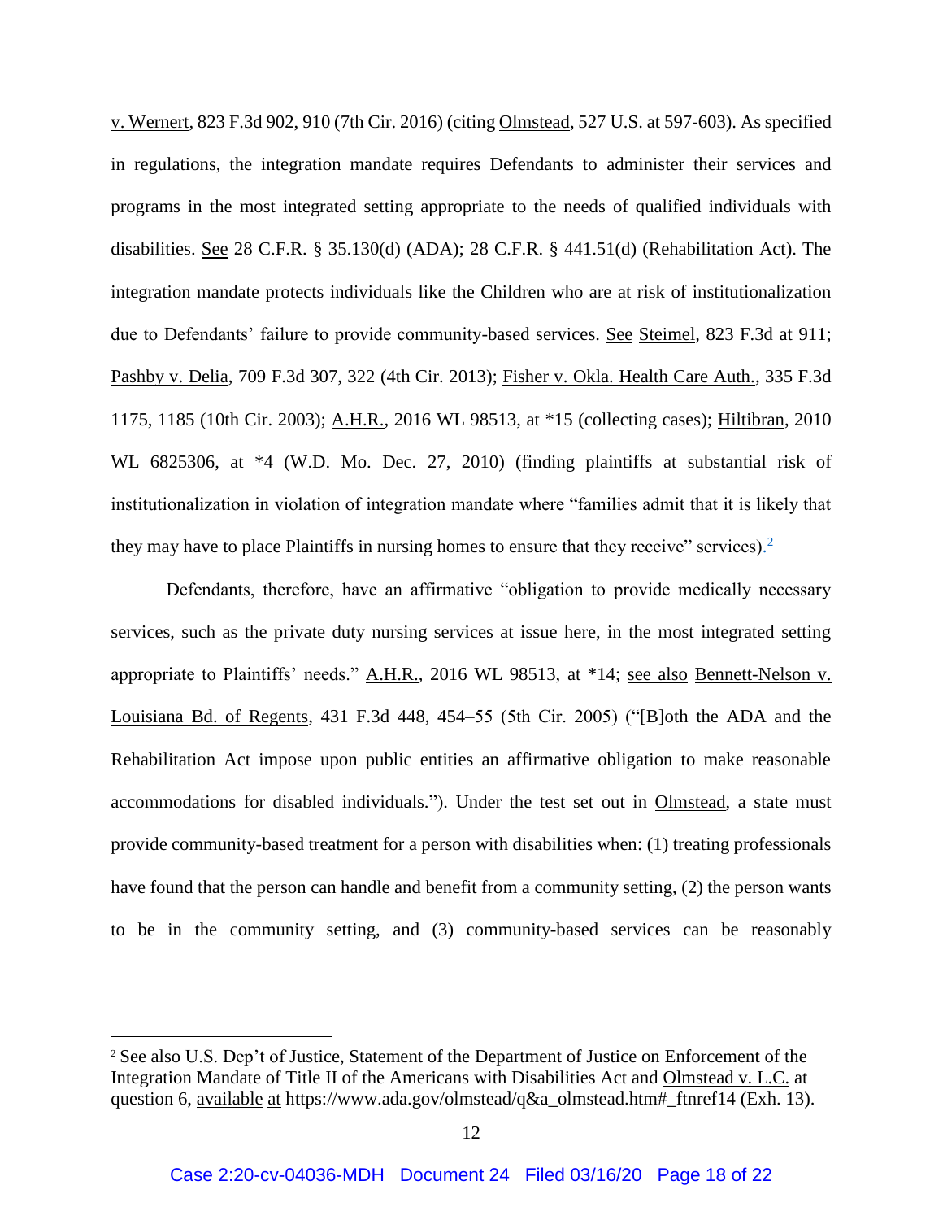v. Wernert, 823 F.3d 902, 910 (7th Cir. 2016) (citing Olmstead, 527 U.S. at 597-603). As specified in regulations, the integration mandate requires Defendants to administer their services and programs in the most integrated setting appropriate to the needs of qualified individuals with disabilities. See 28 C.F.R. § 35.130(d) (ADA); 28 C.F.R. § 441.51(d) (Rehabilitation Act). The integration mandate protects individuals like the Children who are at risk of institutionalization due to Defendants' failure to provide community-based services. See Steimel, 823 F.3d at 911; Pashby v. Delia, 709 F.3d 307, 322 (4th Cir. 2013); Fisher v. Okla. Health Care Auth., 335 F.3d 1175, 1185 (10th Cir. 2003); A.H.R., 2016 WL 98513, at *15 (collecting cases); Hiltibran, 2010 WL 6825306, at *4 (W.D. Mo. Dec. 27, 2010) (finding plaintiffs at substantial risk of institutionalization in violation of integration mandate where "families admit that it is likely that they may have to place Plaintiffs in nursing homes to ensure that they receive" services).[2]

Defendants, therefore, have an affirmative "obligation to provide medically necessary services, such as the private duty nursing services at issue here, in the most integrated setting appropriate to Plaintiffs' needs." A.H.R., 2016 WL 98513, at *14; see also Bennett-Nelson v. Louisiana Bd. of Regents, 431 F.3d 448, 454–55 (5th Cir. 2005) ("[B]oth the ADA and the Rehabilitation Act impose upon public entities an affirmative obligation to make reasonable accommodations for disabled individuals."). Under the test set out in Olmstead, a state must provide community-based treatment for a person with disabilities when: (1) treating professionals have found that the person can handle and benefit from a community setting, (2) the person wants to be in the community setting, and (3) community-based services can be reasonably

---

[2] See also U.S. Dep't of Justice, Statement of the Department of Justice on Enforcement of the Integration Mandate of Title II of the Americans with Disabilities Act and Olmstead v. L.C. at question 6, available at https://www.ada.gov/olmstead/q&a_olmstead.htm#_ftnref14 (Exh. 13).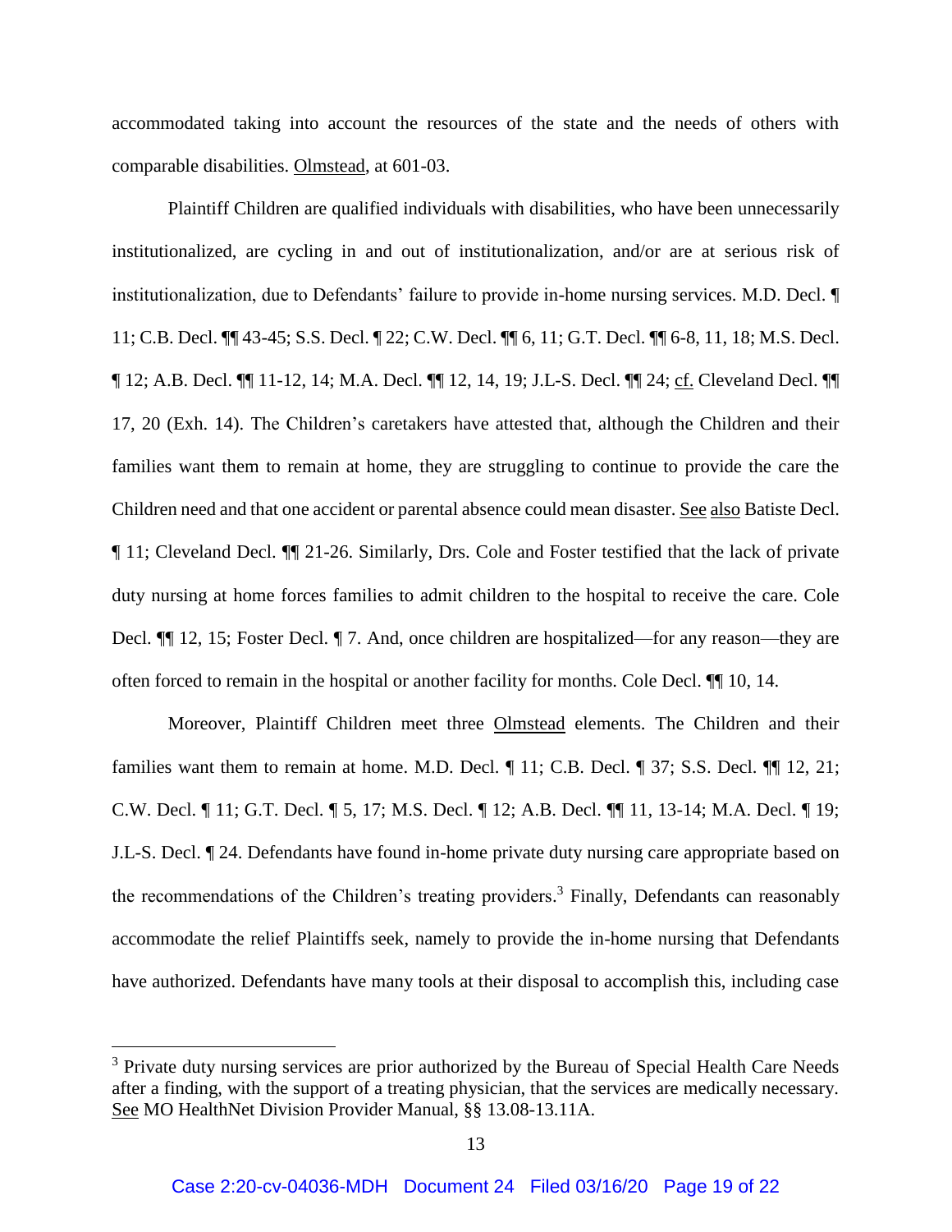accommodated taking into account the resources of the state and the needs of others with comparable disabilities. Olmstead, at 601-03.

Plaintiff Children are qualified individuals with disabilities, who have been unnecessarily institutionalized, are cycling in and out of institutionalization, and/or are at serious risk of institutionalization, due to Defendants' failure to provide in-home nursing services. M.D. Decl. ¶ 11; C.B. Decl. ¶¶ 43-45; S.S. Decl. ¶ 22; C.W. Decl. ¶¶ 6, 11; G.T. Decl. ¶¶ 6-8, 11, 18; M.S. Decl. ¶ 12; A.B. Decl. ¶¶ 11-12, 14; M.A. Decl. ¶¶ 12, 14, 19; J.L-S. Decl. ¶¶ 24; cf. Cleveland Decl. ¶¶ 17, 20 (Exh. 14). The Children's caretakers have attested that, although the Children and their families want them to remain at home, they are struggling to continue to provide the care the Children need and that one accident or parental absence could mean disaster. See also Batiste Decl. ¶ 11; Cleveland Decl. ¶¶ 21-26. Similarly, Drs. Cole and Foster testified that the lack of private duty nursing at home forces families to admit children to the hospital to receive the care. Cole Decl. ¶¶ 12, 15; Foster Decl. ¶ 7. And, once children are hospitalized—for any reason—they are often forced to remain in the hospital or another facility for months. Cole Decl. ¶¶ 10, 14.

Moreover, Plaintiff Children meet three Olmstead elements. The Children and their families want them to remain at home. M.D. Decl. ¶ 11; C.B. Decl. ¶ 37; S.S. Decl. ¶¶ 12, 21; C.W. Decl. ¶ 11; G.T. Decl. ¶ 5, 17; M.S. Decl. ¶ 12; A.B. Decl. ¶¶ 11, 13-14; M.A. Decl. ¶ 19; J.L-S. Decl. ¶ 24. Defendants have found in-home private duty nursing care appropriate based on the recommendations of the Children's treating providers.[3] Finally, Defendants can reasonably accommodate the relief Plaintiffs seek, namely to provide the in-home nursing that Defendants have authorized. Defendants have many tools at their disposal to accomplish this, including case

---

[3] Private duty nursing services are prior authorized by the Bureau of Special Health Care Needs after a finding, with the support of a treating physician, that the services are medically necessary. See MO HealthNet Division Provider Manual, §§ 13.08-13.11A.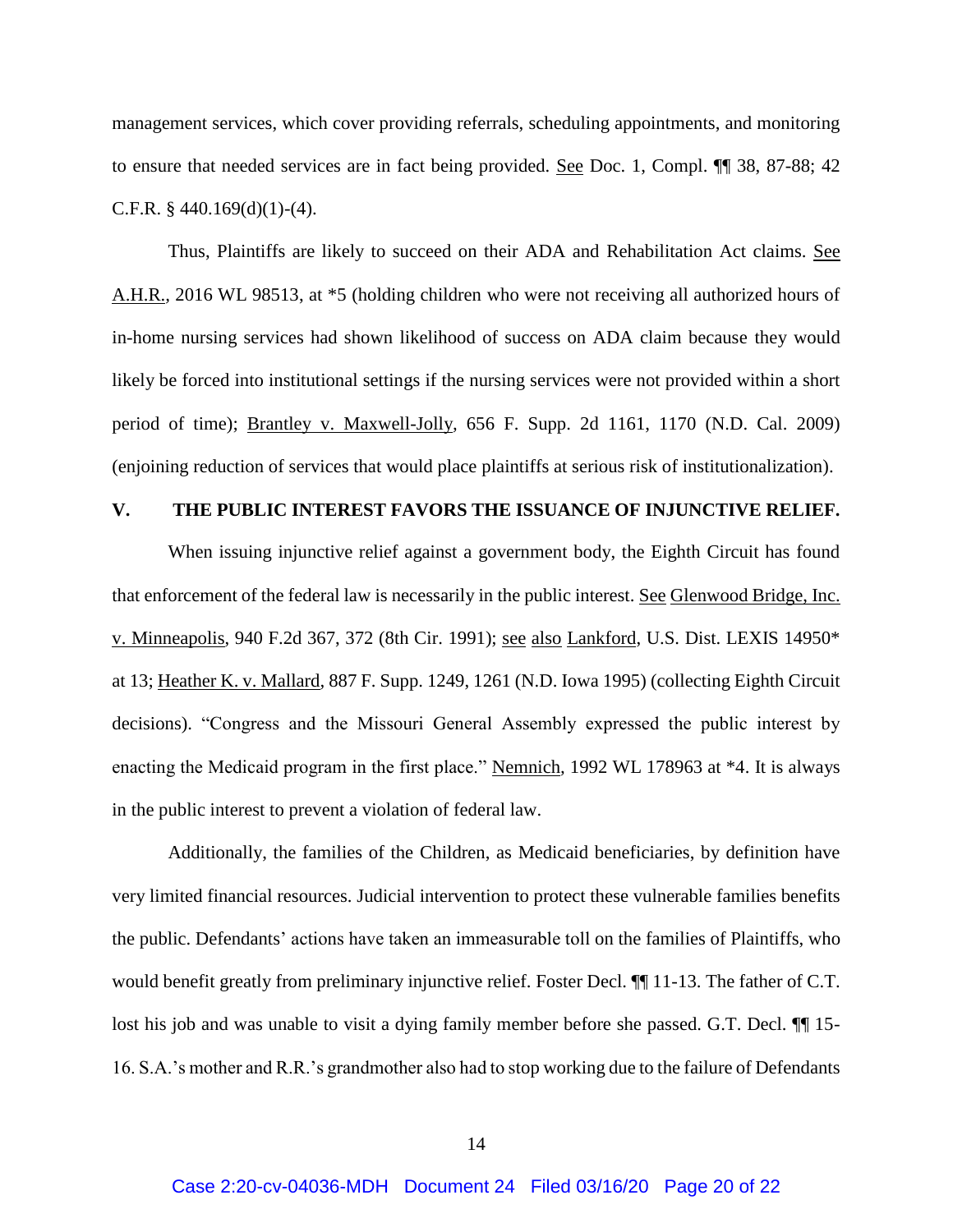management services, which cover providing referrals, scheduling appointments, and monitoring to ensure that needed services are in fact being provided. See Doc. 1, Compl. ¶¶ 38, 87-88; 42 C.F.R. § 440.169(d)(1)-(4).

Thus, Plaintiffs are likely to succeed on their ADA and Rehabilitation Act claims. See A.H.R., 2016 WL 98513, at *5 (holding children who were not receiving all authorized hours of in-home nursing services had shown likelihood of success on ADA claim because they would likely be forced into institutional settings if the nursing services were not provided within a short period of time); Brantley v. Maxwell-Jolly, 656 F. Supp. 2d 1161, 1170 (N.D. Cal. 2009) (enjoining reduction of services that would place plaintiffs at serious risk of institutionalization).

## V. THE PUBLIC INTEREST FAVORS THE ISSUANCE OF INJUNCTIVE RELIEF.

When issuing injunctive relief against a government body, the Eighth Circuit has found that enforcement of the federal law is necessarily in the public interest. See Glenwood Bridge, Inc. v. Minneapolis, 940 F.2d 367, 372 (8th Cir. 1991); see also Lankford, U.S. Dist. LEXIS 14950* at 13; Heather K. v. Mallard, 887 F. Supp. 1249, 1261 (N.D. Iowa 1995) (collecting Eighth Circuit decisions). "Congress and the Missouri General Assembly expressed the public interest by enacting the Medicaid program in the first place." Nemnich, 1992 WL 178963 at *4. It is always in the public interest to prevent a violation of federal law.

Additionally, the families of the Children, as Medicaid beneficiaries, by definition have very limited financial resources. Judicial intervention to protect these vulnerable families benefits the public. Defendants' actions have taken an immeasurable toll on the families of Plaintiffs, who would benefit greatly from preliminary injunctive relief. Foster Decl. ¶¶ 11-13. The father of C.T. lost his job and was unable to visit a dying family member before she passed. G.T. Decl. ¶¶ 15-16. S.A.'s mother and R.R.'s grandmother also had to stop working due to the failure of Defendants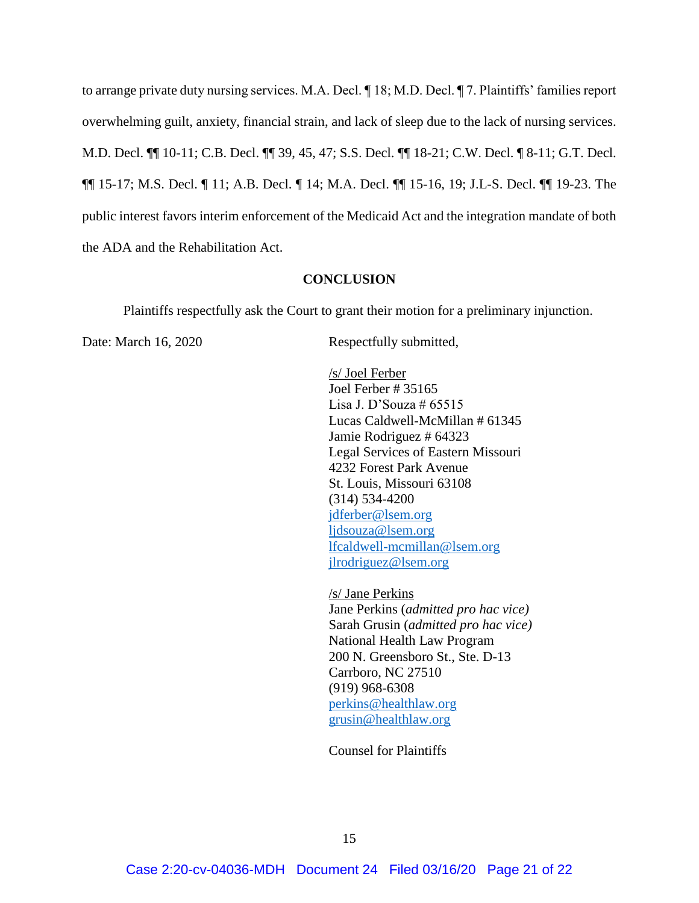to arrange private duty nursing services. M.A. Decl. ¶ 18; M.D. Decl. ¶ 7. Plaintiffs' families report overwhelming guilt, anxiety, financial strain, and lack of sleep due to the lack of nursing services. M.D. Decl. ¶¶ 10-11; C.B. Decl. ¶¶ 39, 45, 47; S.S. Decl. ¶¶ 18-21; C.W. Decl. ¶ 8-11; G.T. Decl. ¶¶ 15-17; M.S. Decl. ¶ 11; A.B. Decl. ¶ 14; M.A. Decl. ¶¶ 15-16, 19; J.L-S. Decl. ¶¶ 19-23. The public interest favors interim enforcement of the Medicaid Act and the integration mandate of both the ADA and the Rehabilitation Act.

**CONCLUSION**

Plaintiffs respectfully ask the Court to grant their motion for a preliminary injunction.

Date: March 16, 2020

Respectfully submitted,

/s/ Joel Ferber
Joel Ferber # 35165
Lisa J. D'Souza # 65515
Lucas Caldwell-McMillan # 61345
Jamie Rodriguez # 64323
Legal Services of Eastern Missouri
4232 Forest Park Avenue
St. Louis, Missouri 63108
(314) 534-4200
jdferber@lsem.org
ljdsouza@lsem.org
lfcaldwell-mcmillan@lsem.org
jlrodriguez@lsem.org

/s/ Jane Perkins
Jane Perkins (*admitted pro hac vice)*
Sarah Grusin (*admitted pro hac vice)*
National Health Law Program
200 N. Greensboro St., Ste. D-13
Carrboro, NC 27510
(919) 968-6308
perkins@healthlaw.org
grusin@healthlaw.org

Counsel for Plaintiffs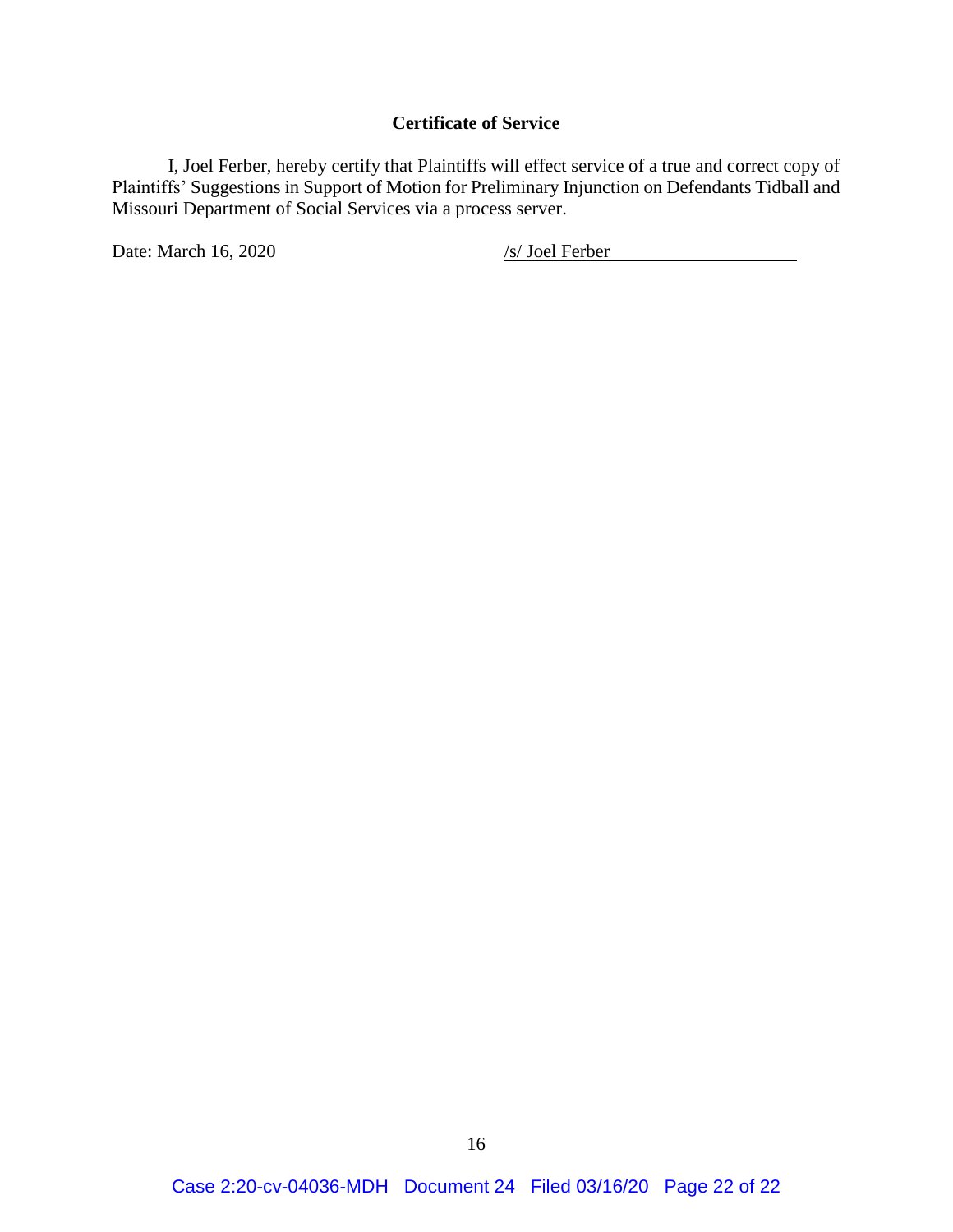**Certificate of Service**

I, Joel Ferber, hereby certify that Plaintiffs will effect service of a true and correct copy of Plaintiffs' Suggestions in Support of Motion for Preliminary Injunction on Defendants Tidball and Missouri Department of Social Services via a process server.

Date: March 16, 2020

/s/ Joel Ferber